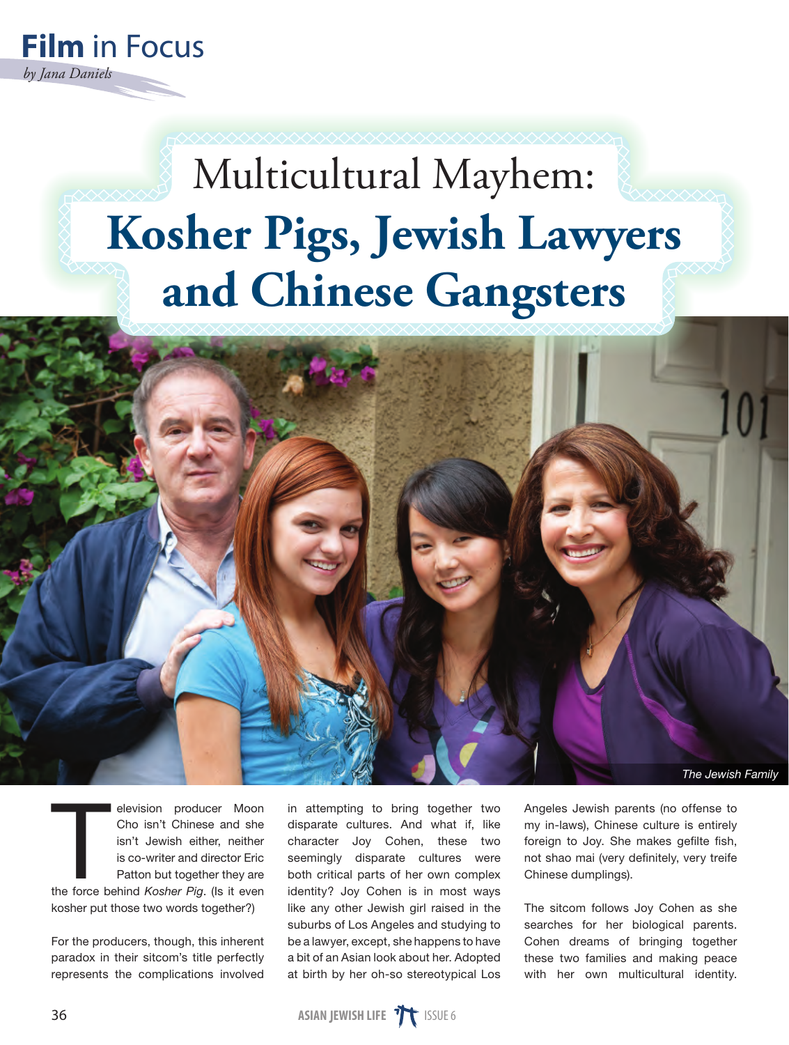**Film** in Focus

*by Jana Daniels*

# Multicultural Mayhem: **Kosher Pigs, Jewish Lawyers and Chinese Gangsters**

The Jewish Family

Television producer Moon Cho isn't Chinese and she isn't Jewish either, neither is co-writer and director Eric Patton but together they are the force behind *Kosher Pig*. (Is it even kosher put those two words together?)

For the producers, though, this inherent paradox in their sitcom's title perfectly represents the complications involved in attempting to bring together two disparate cultures. And what if, like character Joy Cohen, these two seemingly disparate cultures were both critical parts of her own complex identity? Joy Cohen is in most ways like any other Jewish girl raised in the suburbs of Los Angeles and studying to be a lawyer, except, she happens to have a bit of an Asian look about her. Adopted at birth by her oh-so stereotypical Los Angeles Jewish parents (no offense to my in-laws), Chinese culture is entirely foreign to Joy. She makes gefilte fish, not shao mai (very definitely, very treife Chinese dumplings).

The sitcom follows Joy Cohen as she searches for her biological parents. Cohen dreams of bringing together these two families and making peace with her own multicultural identity.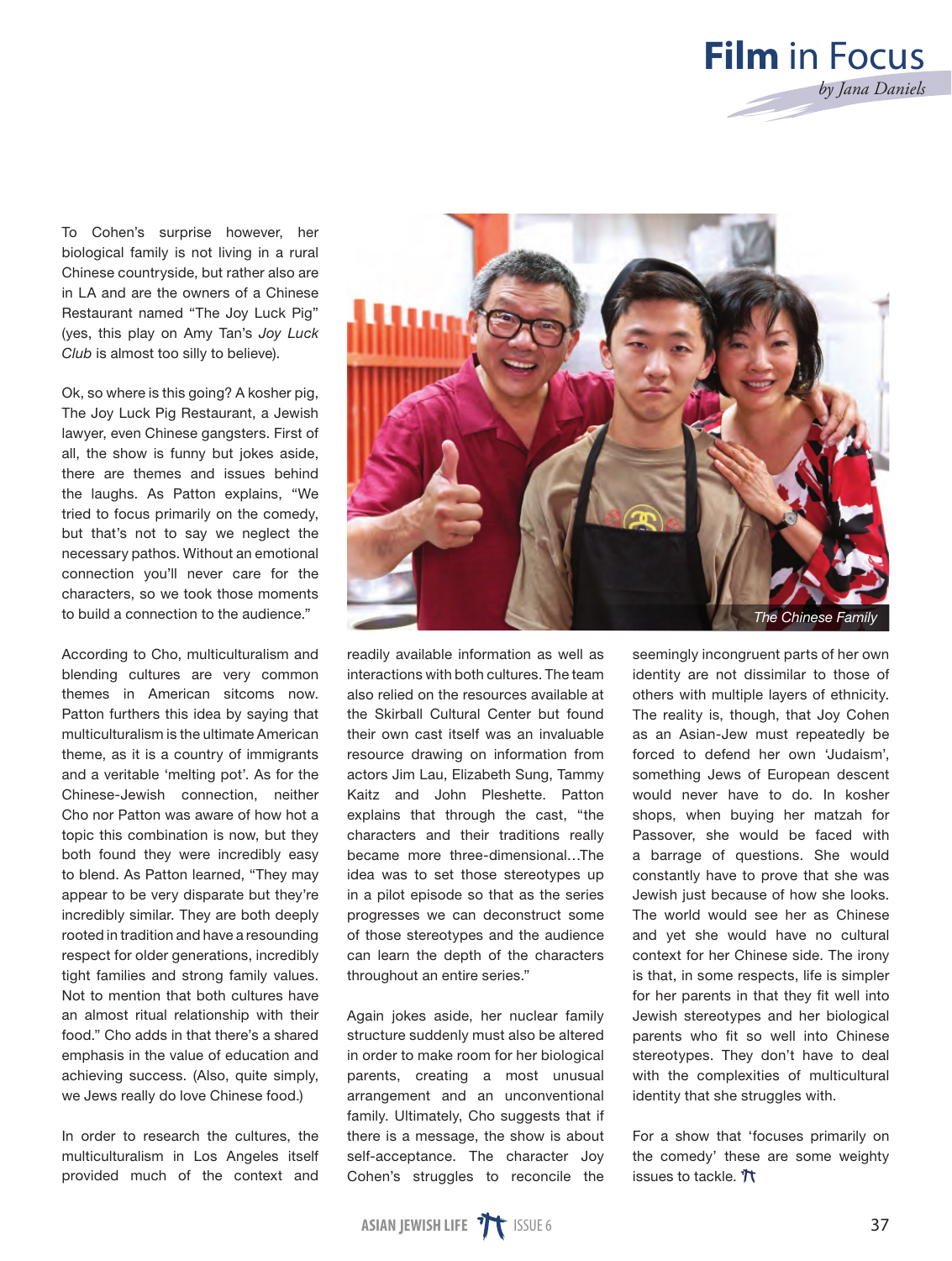# Film in Focus

*by Jana Daniels*

To Cohen's surprise however, her biological family is not living in a rural Chinese countryside, but rather also are in LA and are the owners of a Chinese Restaurant named "The Joy Luck Pig" (yes, this play on Amy Tan's *Joy Luck Club* is almost too silly to believe).

Ok, so where is this going? A kosher pig, The Joy Luck Pig Restaurant, a Jewish lawyer, even Chinese gangsters. First of all, the show is funny but jokes aside, there are themes and issues behind the laughs. As Patton explains, "We tried to focus primarily on the comedy, but that's not to say we neglect the necessary pathos. Without an emotional connection you'll never care for the characters, so we took those moments to build a connection to the audience."

According to Cho, multiculturalism and blending cultures are very common themes in American sitcoms now. Patton furthers this idea by saying that multiculturalism is the ultimate American theme, as it is a country of immigrants and a veritable 'melting pot'. As for the Chinese-Jewish connection, neither Cho nor Patton was aware of how hot a topic this combination is now, but they both found they were incredibly easy to blend. As Patton learned, "They may appear to be very disparate but they're incredibly similar. They are both deeply rooted in tradition and have a resounding respect for older generations, incredibly tight families and strong family values. Not to mention that both cultures have an almost ritual relationship with their food." Cho adds in that there's a shared emphasis in the value of education and achieving success. (Also, quite simply, we Jews really do love Chinese food.)

In order to research the cultures, the multiculturalism in Los Angeles itself provided much of the context and readily available information as well as interactions with both cultures. The team also relied on the resources available at the Skirball Cultural Center but found their own cast itself was an invaluable resource drawing on information from actors Jim Lau, Elizabeth Sung, Tammy Kaitz and John Pleshette. Patton explains that through the cast, "the characters and their traditions really became more three-dimensional…The idea was to set those stereotypes up in a pilot episode so that as the series progresses we can deconstruct some of those stereotypes and the audience can learn the depth of the characters throughout an entire series."

*The Chinese Family*

Again jokes aside, her nuclear family structure suddenly must also be altered in order to make room for her biological parents, creating a most unusual arrangement and an unconventional family. Ultimately, Cho suggests that if there is a message, the show is about self-acceptance. The character Joy Cohen's struggles to reconcile the seemingly incongruent parts of her own identity are not dissimilar to those of others with multiple layers of ethnicity. The reality is, though, that Joy Cohen as an Asian-Jew must repeatedly be forced to defend her own 'Judaism', something Jews of European descent would never have to do. In kosher shops, when buying her matzah for Passover, she would be faced with a barrage of questions. She would constantly have to prove that she was Jewish just because of how she looks. The world would see her as Chinese and yet she would have no cultural context for her Chinese side. The irony is that, in some respects, life is simpler for her parents in that they fit well into Jewish stereotypes and her biological parents who fit so well into Chinese stereotypes. They don't have to deal with the complexities of multicultural identity that she struggles with.

For a show that 'focuses primarily on the comedy' these are some weighty issues to tackle.